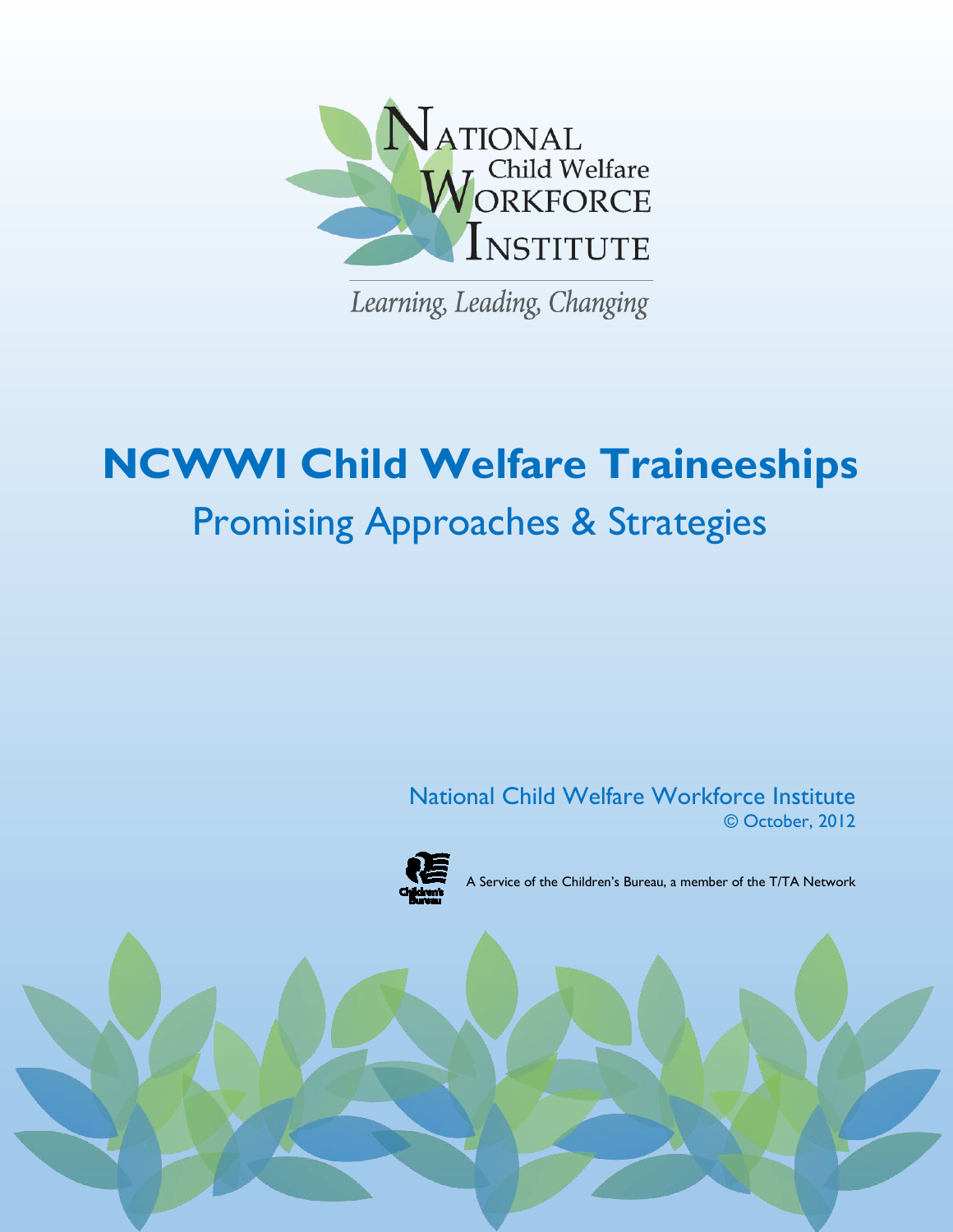NATIONAL Child Welfare WORKFORCE INSTITUTE

*Learning, Leading, Changing*

# NCWWI Child Welfare Traineeships

## Promising Approaches & Strategies

National Child Welfare Workforce Institute
© October, 2012

A Service of the Children's Bureau, a member of the T/TA Network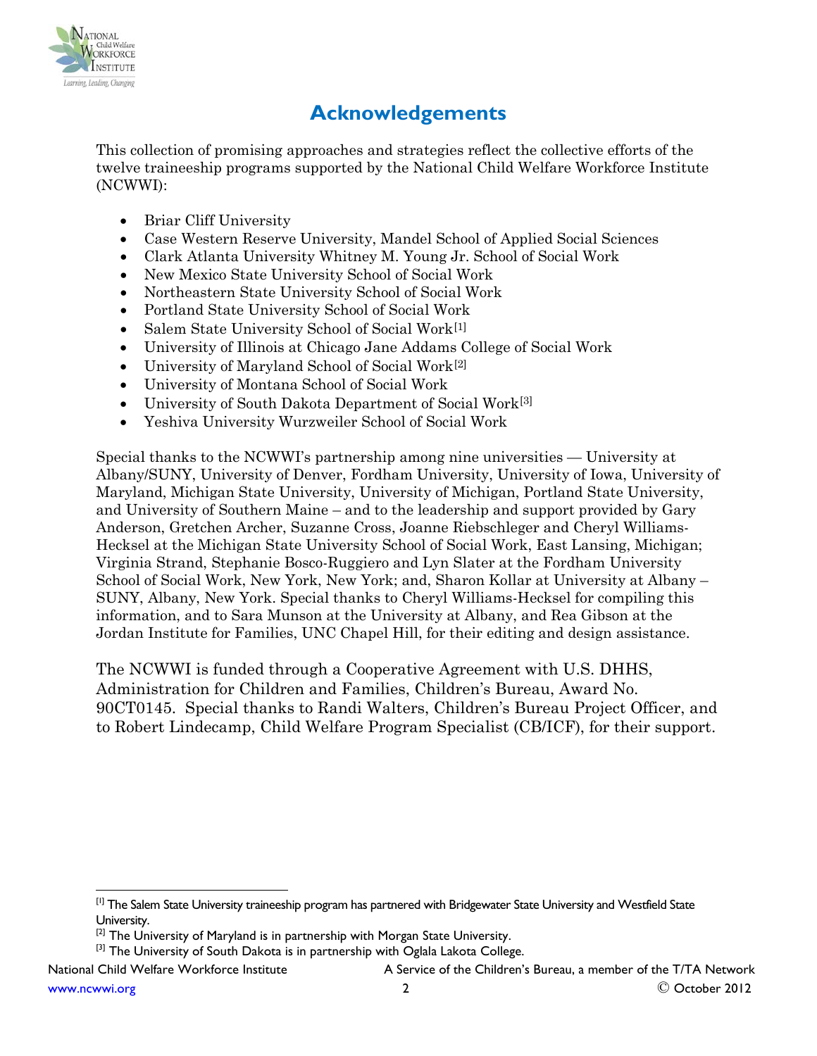# Acknowledgements

This collection of promising approaches and strategies reflect the collective efforts of the twelve traineeship programs supported by the National Child Welfare Workforce Institute (NCWWI):

- Briar Cliff University
- Case Western Reserve University, Mandel School of Applied Social Sciences
- Clark Atlanta University Whitney M. Young Jr. School of Social Work
- New Mexico State University School of Social Work
- Northeastern State University School of Social Work
- Portland State University School of Social Work
- Salem State University School of Social Work[1]
- University of Illinois at Chicago Jane Addams College of Social Work
- University of Maryland School of Social Work[2]
- University of Montana School of Social Work
- University of South Dakota Department of Social Work[3]
- Yeshiva University Wurzweiler School of Social Work

Special thanks to the NCWWI's partnership among nine universities — University at Albany/SUNY, University of Denver, Fordham University, University of Iowa, University of Maryland, Michigan State University, University of Michigan, Portland State University, and University of Southern Maine – and to the leadership and support provided by Gary Anderson, Gretchen Archer, Suzanne Cross, Joanne Riebschleger and Cheryl Williams-Hecksel at the Michigan State University School of Social Work, East Lansing, Michigan; Virginia Strand, Stephanie Bosco-Ruggiero and Lyn Slater at the Fordham University School of Social Work, New York, New York; and, Sharon Kollar at University at Albany – SUNY, Albany, New York. Special thanks to Cheryl Williams-Hecksel for compiling this information, and to Sara Munson at the University at Albany, and Rea Gibson at the Jordan Institute for Families, UNC Chapel Hill, for their editing and design assistance.

The NCWWI is funded through a Cooperative Agreement with U.S. DHHS, Administration for Children and Families, Children's Bureau, Award No. 90CT0145. Special thanks to Randi Walters, Children's Bureau Project Officer, and to Robert Lindecamp, Child Welfare Program Specialist (CB/ICF), for their support.

---

[1] The Salem State University traineeship program has partnered with Bridgewater State University and Westfield State University.

[2] The University of Maryland is in partnership with Morgan State University.

[3] The University of South Dakota is in partnership with Oglala Lakota College.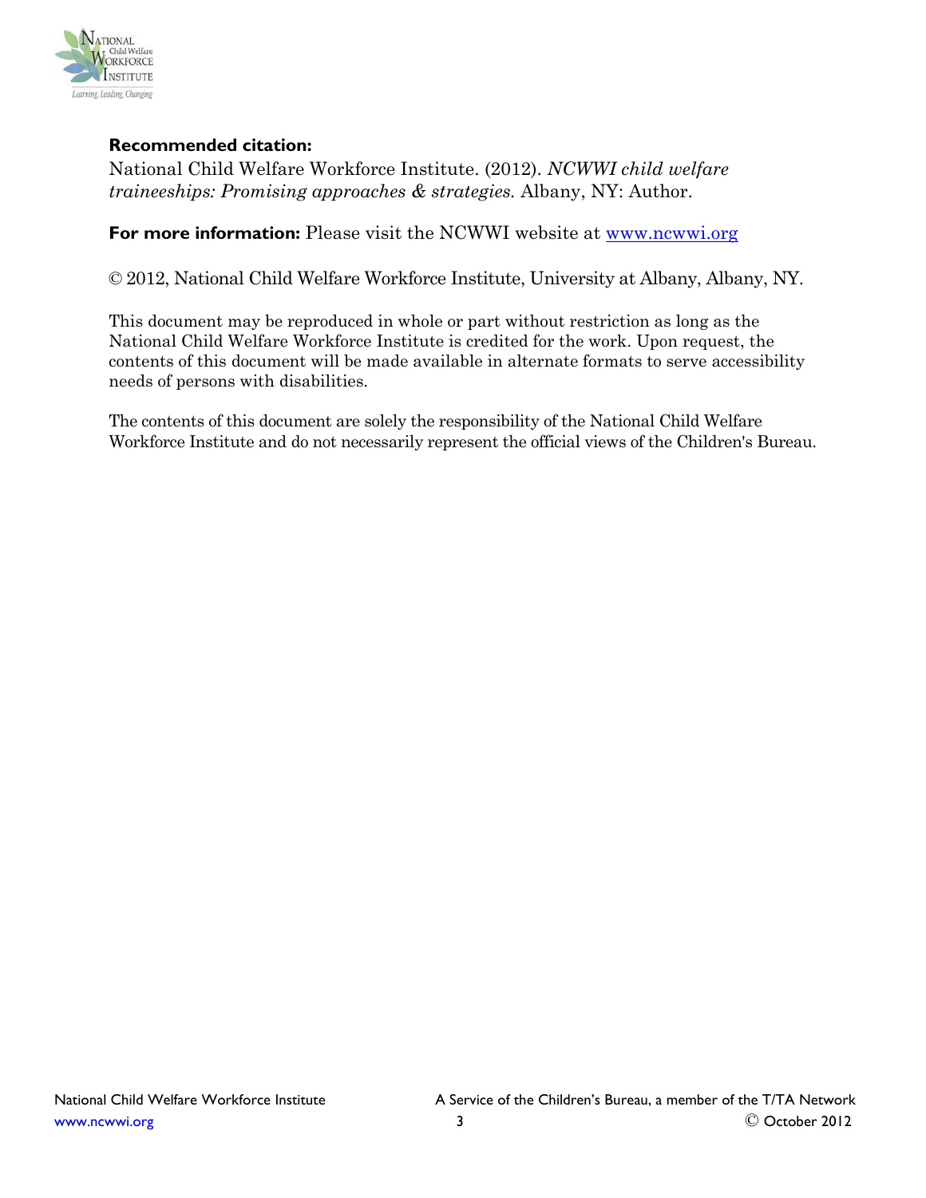**Recommended citation:**
National Child Welfare Workforce Institute. (2012). *NCWWI child welfare traineeships: Promising approaches & strategies.* Albany, NY: Author.

**For more information:** Please visit the NCWWI website at [www.ncwwi.org](http://www.ncwwi.org)

© 2012, National Child Welfare Workforce Institute, University at Albany, Albany, NY.

This document may be reproduced in whole or part without restriction as long as the National Child Welfare Workforce Institute is credited for the work. Upon request, the contents of this document will be made available in alternate formats to serve accessibility needs of persons with disabilities.

The contents of this document are solely the responsibility of the National Child Welfare Workforce Institute and do not necessarily represent the official views of the Children's Bureau.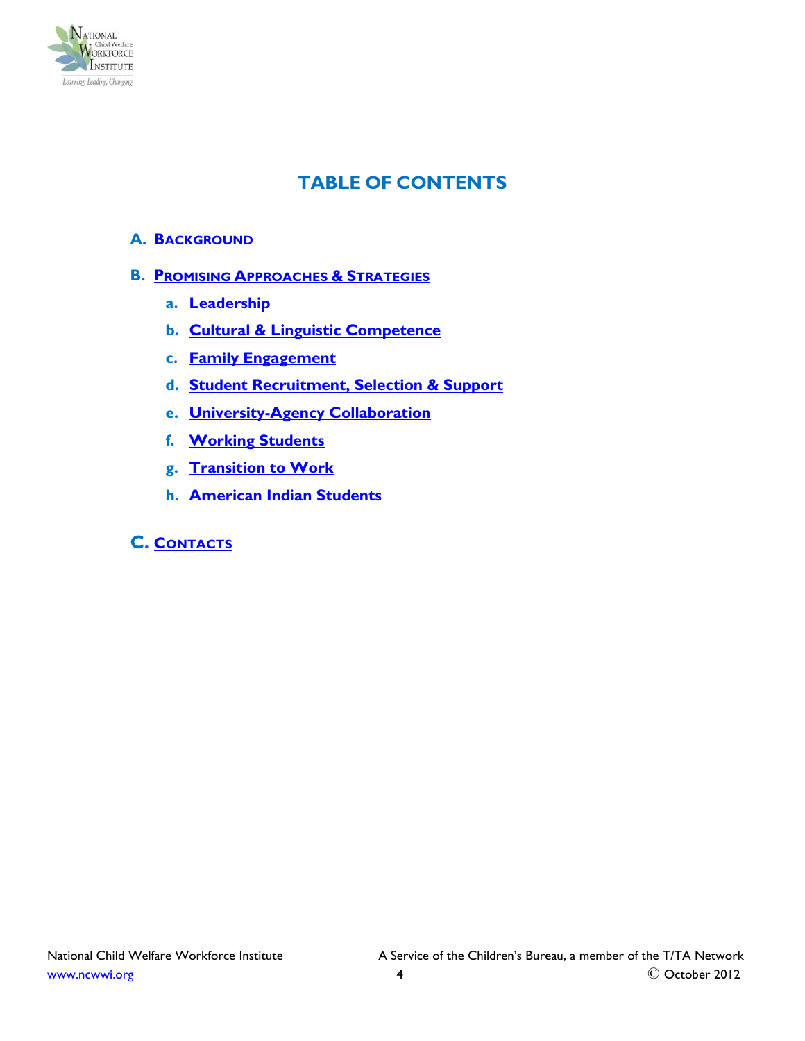# TABLE OF CONTENTS

A. **BACKGROUND**

B. **PROMISING APPROACHES & STRATEGIES**

   a. **Leadership**

   b. **Cultural & Linguistic Competence**

   c. **Family Engagement**

   d. **Student Recruitment, Selection & Support**

   e. **University-Agency Collaboration**

   f. **Working Students**

   g. **Transition to Work**

   h. **American Indian Students**

C. **CONTACTS**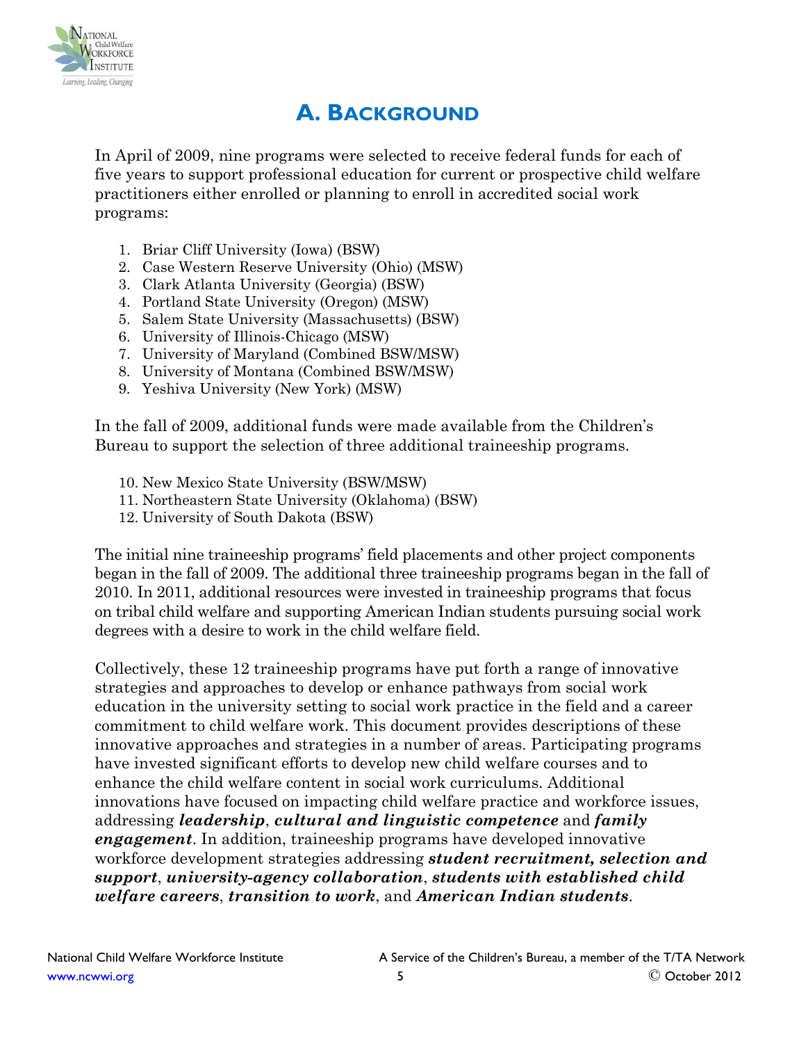# A. Background

In April of 2009, nine programs were selected to receive federal funds for each of five years to support professional education for current or prospective child welfare practitioners either enrolled or planning to enroll in accredited social work programs:

1. Briar Cliff University (Iowa) (BSW)
2. Case Western Reserve University (Ohio) (MSW)
3. Clark Atlanta University (Georgia) (BSW)
4. Portland State University (Oregon) (MSW)
5. Salem State University (Massachusetts) (BSW)
6. University of Illinois-Chicago (MSW)
7. University of Maryland (Combined BSW/MSW)
8. University of Montana (Combined BSW/MSW)
9. Yeshiva University (New York) (MSW)

In the fall of 2009, additional funds were made available from the Children's Bureau to support the selection of three additional traineeship programs.

10. New Mexico State University (BSW/MSW)
11. Northeastern State University (Oklahoma) (BSW)
12. University of South Dakota (BSW)

The initial nine traineeship programs' field placements and other project components began in the fall of 2009. The additional three traineeship programs began in the fall of 2010. In 2011, additional resources were invested in traineeship programs that focus on tribal child welfare and supporting American Indian students pursuing social work degrees with a desire to work in the child welfare field.

Collectively, these 12 traineeship programs have put forth a range of innovative strategies and approaches to develop or enhance pathways from social work education in the university setting to social work practice in the field and a career commitment to child welfare work. This document provides descriptions of these innovative approaches and strategies in a number of areas. Participating programs have invested significant efforts to develop new child welfare courses and to enhance the child welfare content in social work curriculums. Additional innovations have focused on impacting child welfare practice and workforce issues, addressing ***leadership***, ***cultural and linguistic competence*** and ***family engagement***. In addition, traineeship programs have developed innovative workforce development strategies addressing ***student recruitment, selection and support***, ***university-agency collaboration***, ***students with established child welfare careers***, ***transition to work***, and ***American Indian students***.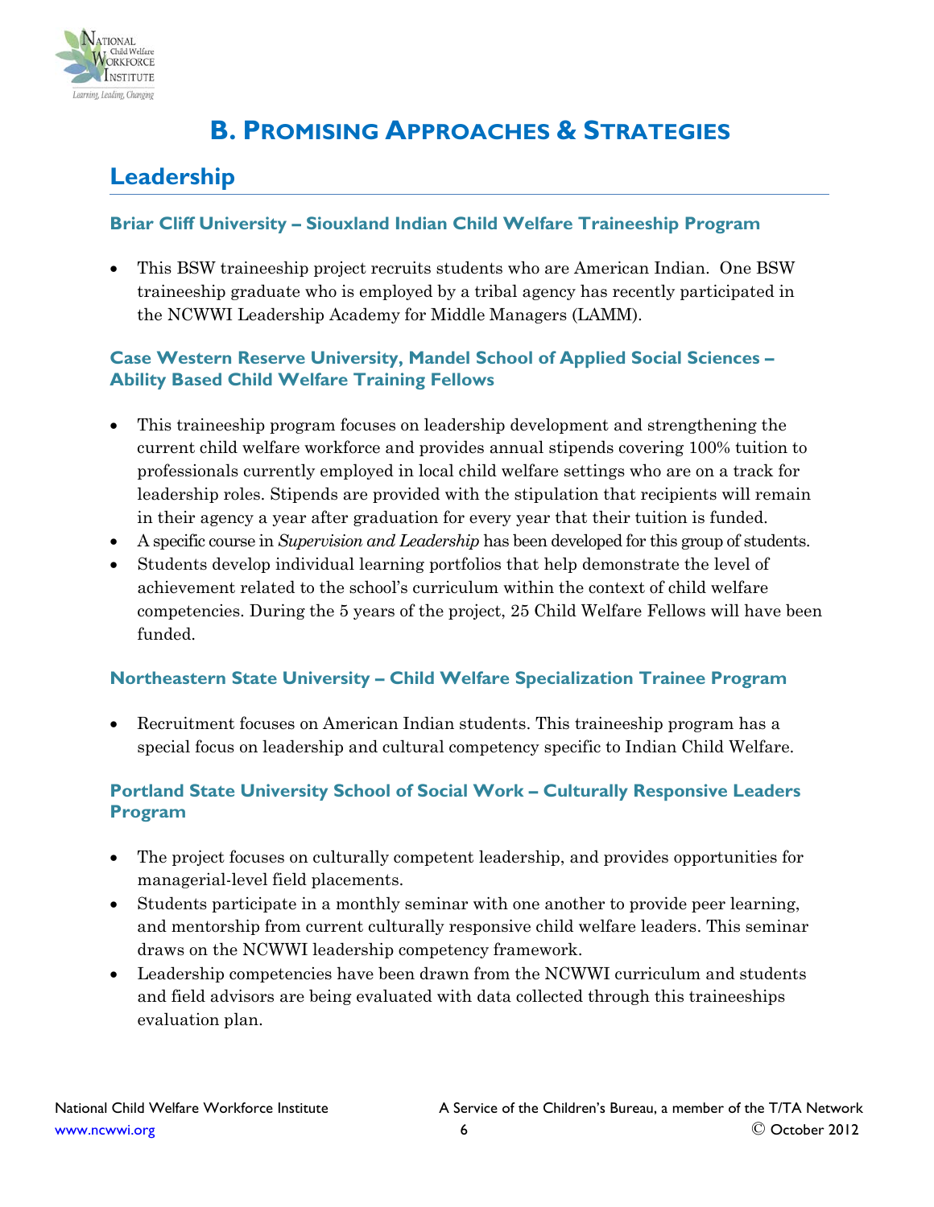# B. Promising Approaches & Strategies

## Leadership

### Briar Cliff University – Siouxland Indian Child Welfare Traineeship Program

- This BSW traineeship project recruits students who are American Indian. One BSW traineeship graduate who is employed by a tribal agency has recently participated in the NCWWI Leadership Academy for Middle Managers (LAMM).

### Case Western Reserve University, Mandel School of Applied Social Sciences – Ability Based Child Welfare Training Fellows

- This traineeship program focuses on leadership development and strengthening the current child welfare workforce and provides annual stipends covering 100% tuition to professionals currently employed in local child welfare settings who are on a track for leadership roles. Stipends are provided with the stipulation that recipients will remain in their agency a year after graduation for every year that their tuition is funded.
- A specific course in *Supervision and Leadership* has been developed for this group of students.
- Students develop individual learning portfolios that help demonstrate the level of achievement related to the school's curriculum within the context of child welfare competencies. During the 5 years of the project, 25 Child Welfare Fellows will have been funded.

### Northeastern State University – Child Welfare Specialization Trainee Program

- Recruitment focuses on American Indian students. This traineeship program has a special focus on leadership and cultural competency specific to Indian Child Welfare.

### Portland State University School of Social Work – Culturally Responsive Leaders Program

- The project focuses on culturally competent leadership, and provides opportunities for managerial-level field placements.
- Students participate in a monthly seminar with one another to provide peer learning, and mentorship from current culturally responsive child welfare leaders. This seminar draws on the NCWWI leadership competency framework.
- Leadership competencies have been drawn from the NCWWI curriculum and students and field advisors are being evaluated with data collected through this traineeships evaluation plan.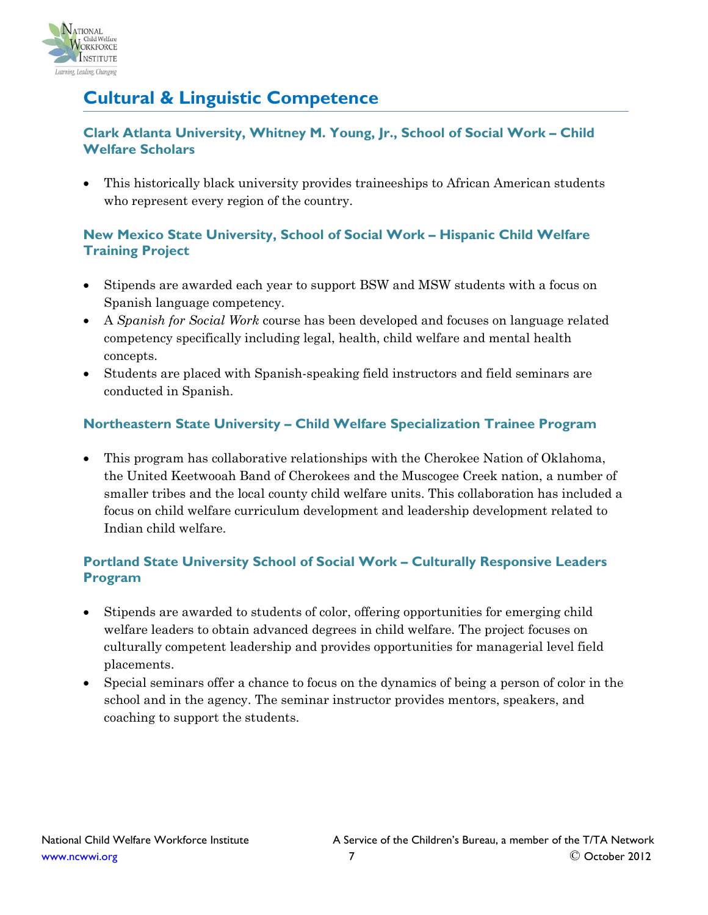## Cultural & Linguistic Competence

### Clark Atlanta University, Whitney M. Young, Jr., School of Social Work – Child Welfare Scholars

- This historically black university provides traineeships to African American students who represent every region of the country.

### New Mexico State University, School of Social Work – Hispanic Child Welfare Training Project

- Stipends are awarded each year to support BSW and MSW students with a focus on Spanish language competency.
- A *Spanish for Social Work* course has been developed and focuses on language related competency specifically including legal, health, child welfare and mental health concepts.
- Students are placed with Spanish-speaking field instructors and field seminars are conducted in Spanish.

### Northeastern State University – Child Welfare Specialization Trainee Program

- This program has collaborative relationships with the Cherokee Nation of Oklahoma, the United Keetwooah Band of Cherokees and the Muscogee Creek nation, a number of smaller tribes and the local county child welfare units. This collaboration has included a focus on child welfare curriculum development and leadership development related to Indian child welfare.

### Portland State University School of Social Work – Culturally Responsive Leaders Program

- Stipends are awarded to students of color, offering opportunities for emerging child welfare leaders to obtain advanced degrees in child welfare. The project focuses on culturally competent leadership and provides opportunities for managerial level field placements.
- Special seminars offer a chance to focus on the dynamics of being a person of color in the school and in the agency. The seminar instructor provides mentors, speakers, and coaching to support the students.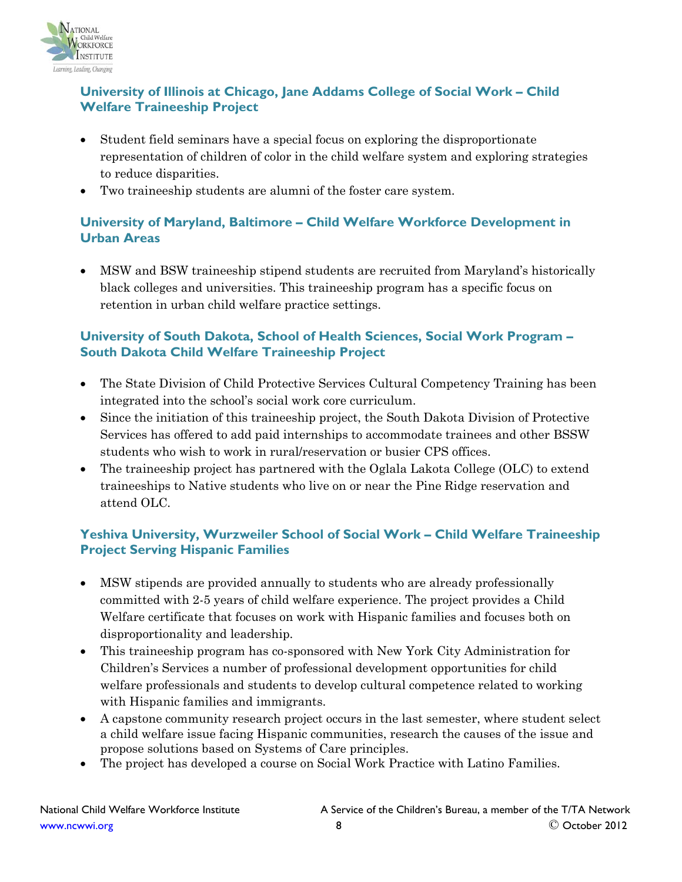### University of Illinois at Chicago, Jane Addams College of Social Work – Child Welfare Traineeship Project

- Student field seminars have a special focus on exploring the disproportionate representation of children of color in the child welfare system and exploring strategies to reduce disparities.
- Two traineeship students are alumni of the foster care system.

### University of Maryland, Baltimore – Child Welfare Workforce Development in Urban Areas

- MSW and BSW traineeship stipend students are recruited from Maryland's historically black colleges and universities. This traineeship program has a specific focus on retention in urban child welfare practice settings.

### University of South Dakota, School of Health Sciences, Social Work Program – South Dakota Child Welfare Traineeship Project

- The State Division of Child Protective Services Cultural Competency Training has been integrated into the school's social work core curriculum.
- Since the initiation of this traineeship project, the South Dakota Division of Protective Services has offered to add paid internships to accommodate trainees and other BSSW students who wish to work in rural/reservation or busier CPS offices.
- The traineeship project has partnered with the Oglala Lakota College (OLC) to extend traineeships to Native students who live on or near the Pine Ridge reservation and attend OLC.

### Yeshiva University, Wurzweiler School of Social Work – Child Welfare Traineeship Project Serving Hispanic Families

- MSW stipends are provided annually to students who are already professionally committed with 2-5 years of child welfare experience. The project provides a Child Welfare certificate that focuses on work with Hispanic families and focuses both on disproportionality and leadership.
- This traineeship program has co-sponsored with New York City Administration for Children's Services a number of professional development opportunities for child welfare professionals and students to develop cultural competence related to working with Hispanic families and immigrants.
- A capstone community research project occurs in the last semester, where student select a child welfare issue facing Hispanic communities, research the causes of the issue and propose solutions based on Systems of Care principles.
- The project has developed a course on Social Work Practice with Latino Families.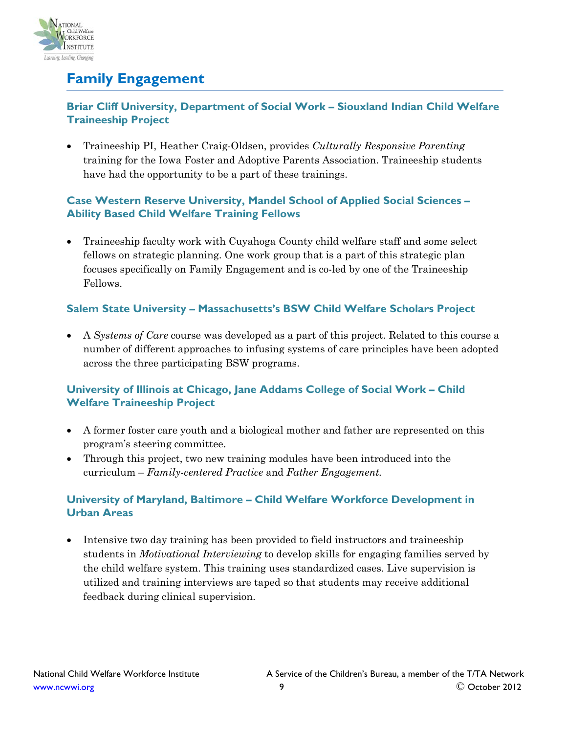## Family Engagement

### Briar Cliff University, Department of Social Work – Siouxland Indian Child Welfare Traineeship Project

- Traineeship PI, Heather Craig-Oldsen, provides *Culturally Responsive Parenting* training for the Iowa Foster and Adoptive Parents Association. Traineeship students have had the opportunity to be a part of these trainings.

### Case Western Reserve University, Mandel School of Applied Social Sciences – Ability Based Child Welfare Training Fellows

- Traineeship faculty work with Cuyahoga County child welfare staff and some select fellows on strategic planning. One work group that is a part of this strategic plan focuses specifically on Family Engagement and is co-led by one of the Traineeship Fellows.

### Salem State University – Massachusetts's BSW Child Welfare Scholars Project

- A *Systems of Care* course was developed as a part of this project. Related to this course a number of different approaches to infusing systems of care principles have been adopted across the three participating BSW programs.

### University of Illinois at Chicago, Jane Addams College of Social Work – Child Welfare Traineeship Project

- A former foster care youth and a biological mother and father are represented on this program's steering committee.
- Through this project, two new training modules have been introduced into the curriculum – *Family-centered Practice* and *Father Engagement.*

### University of Maryland, Baltimore – Child Welfare Workforce Development in Urban Areas

- Intensive two day training has been provided to field instructors and traineeship students in *Motivational Interviewing* to develop skills for engaging families served by the child welfare system. This training uses standardized cases. Live supervision is utilized and training interviews are taped so that students may receive additional feedback during clinical supervision.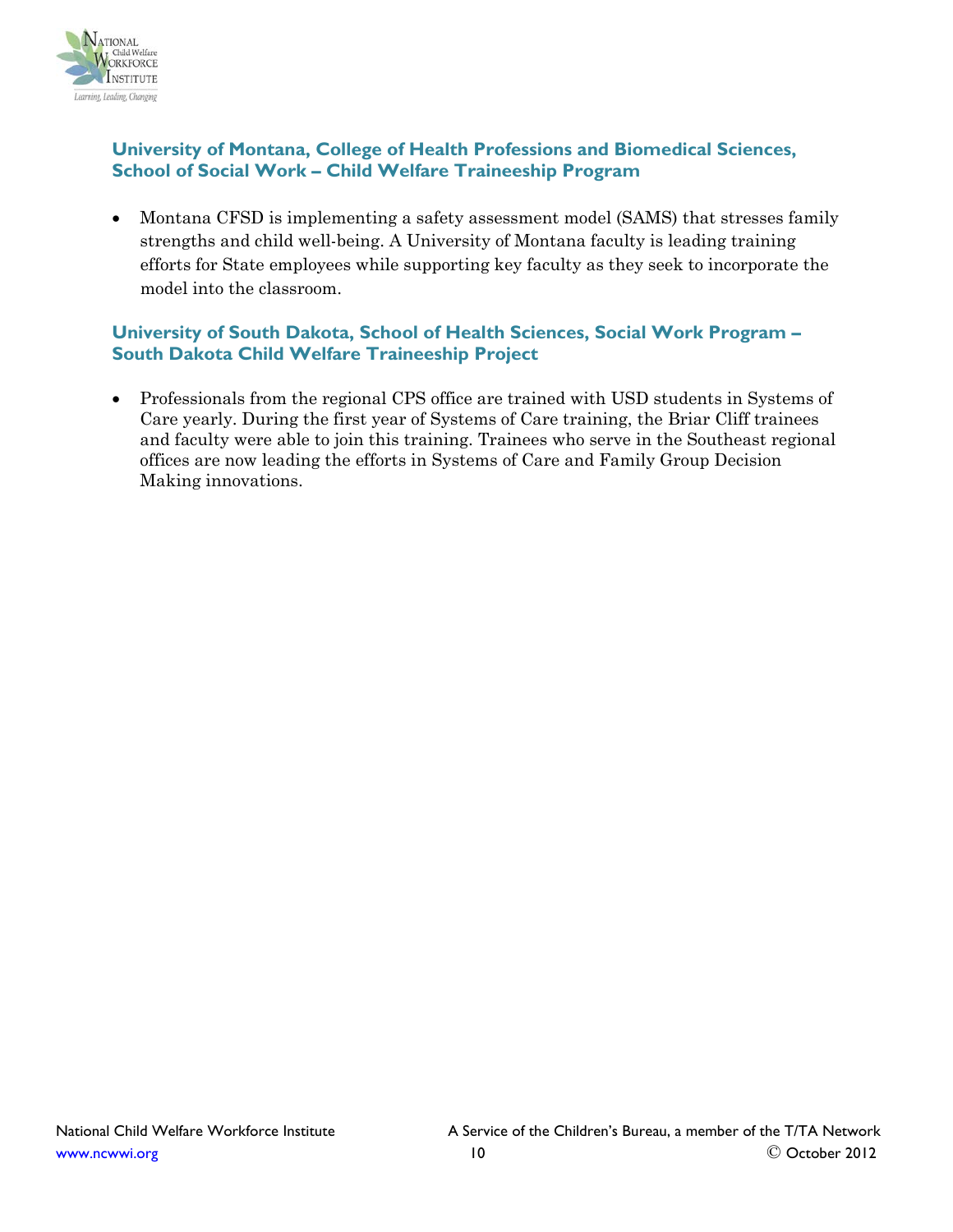### University of Montana, College of Health Professions and Biomedical Sciences, School of Social Work – Child Welfare Traineeship Program

- Montana CFSD is implementing a safety assessment model (SAMS) that stresses family strengths and child well-being. A University of Montana faculty is leading training efforts for State employees while supporting key faculty as they seek to incorporate the model into the classroom.

### University of South Dakota, School of Health Sciences, Social Work Program – South Dakota Child Welfare Traineeship Project

- Professionals from the regional CPS office are trained with USD students in Systems of Care yearly. During the first year of Systems of Care training, the Briar Cliff trainees and faculty were able to join this training. Trainees who serve in the Southeast regional offices are now leading the efforts in Systems of Care and Family Group Decision Making innovations.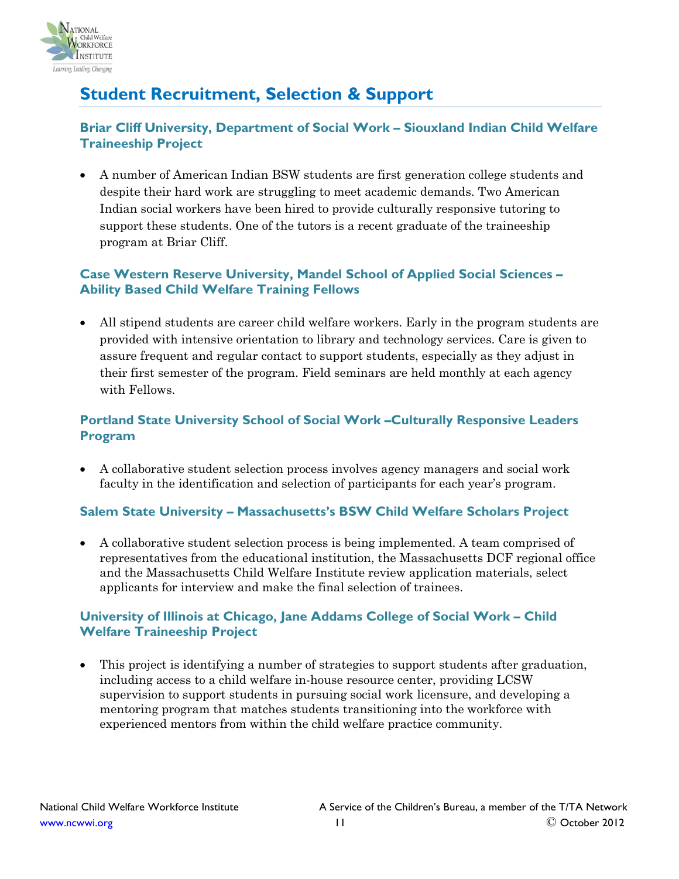## Student Recruitment, Selection & Support

### Briar Cliff University, Department of Social Work – Siouxland Indian Child Welfare Traineeship Project

- A number of American Indian BSW students are first generation college students and despite their hard work are struggling to meet academic demands. Two American Indian social workers have been hired to provide culturally responsive tutoring to support these students. One of the tutors is a recent graduate of the traineeship program at Briar Cliff.

### Case Western Reserve University, Mandel School of Applied Social Sciences – Ability Based Child Welfare Training Fellows

- All stipend students are career child welfare workers. Early in the program students are provided with intensive orientation to library and technology services. Care is given to assure frequent and regular contact to support students, especially as they adjust in their first semester of the program. Field seminars are held monthly at each agency with Fellows.

### Portland State University School of Social Work –Culturally Responsive Leaders Program

- A collaborative student selection process involves agency managers and social work faculty in the identification and selection of participants for each year's program.

### Salem State University – Massachusetts's BSW Child Welfare Scholars Project

- A collaborative student selection process is being implemented. A team comprised of representatives from the educational institution, the Massachusetts DCF regional office and the Massachusetts Child Welfare Institute review application materials, select applicants for interview and make the final selection of trainees.

### University of Illinois at Chicago, Jane Addams College of Social Work – Child Welfare Traineeship Project

- This project is identifying a number of strategies to support students after graduation, including access to a child welfare in-house resource center, providing LCSW supervision to support students in pursuing social work licensure, and developing a mentoring program that matches students transitioning into the workforce with experienced mentors from within the child welfare practice community.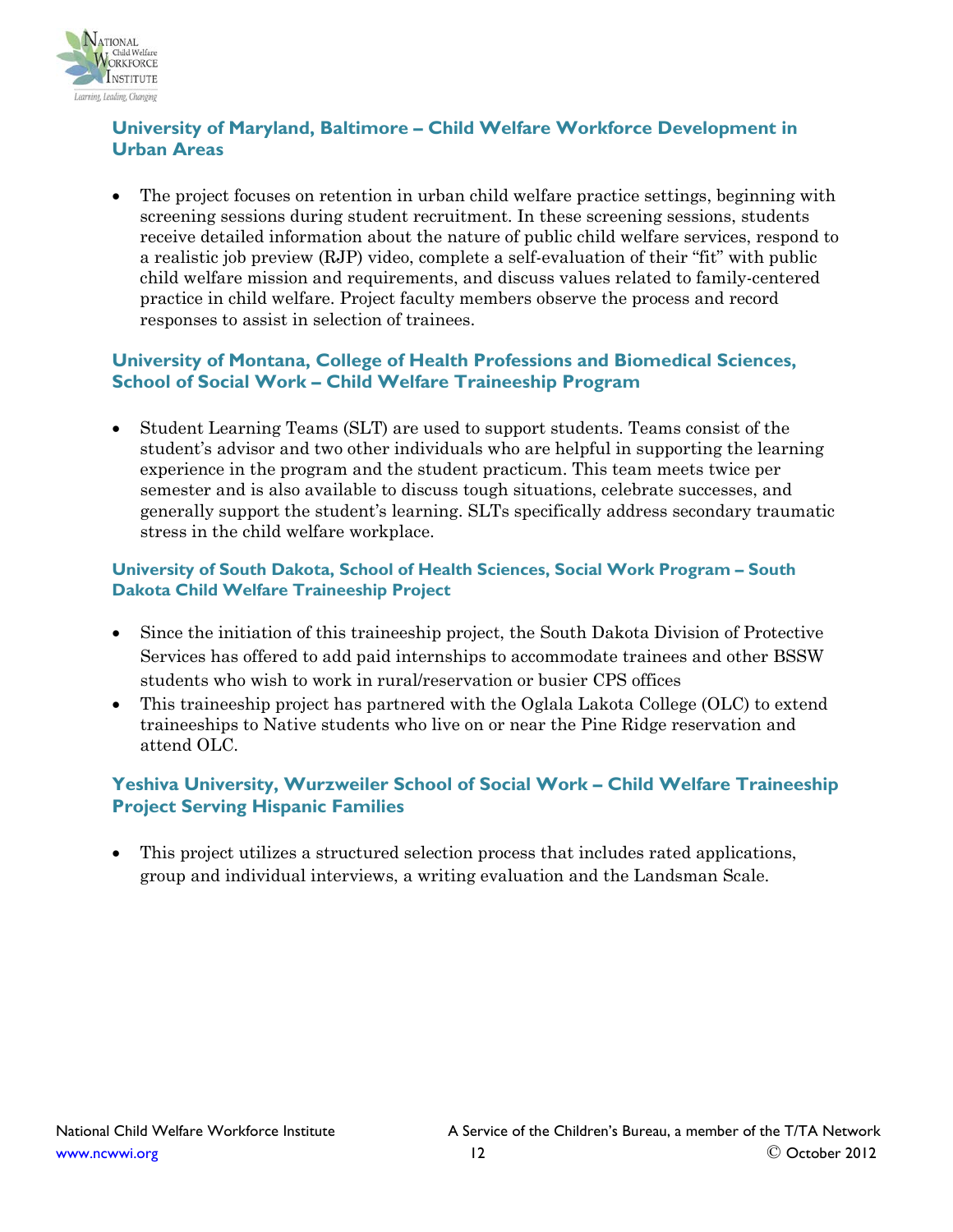### University of Maryland, Baltimore – Child Welfare Workforce Development in Urban Areas

- The project focuses on retention in urban child welfare practice settings, beginning with screening sessions during student recruitment. In these screening sessions, students receive detailed information about the nature of public child welfare services, respond to a realistic job preview (RJP) video, complete a self-evaluation of their "fit" with public child welfare mission and requirements, and discuss values related to family-centered practice in child welfare. Project faculty members observe the process and record responses to assist in selection of trainees.

### University of Montana, College of Health Professions and Biomedical Sciences, School of Social Work – Child Welfare Traineeship Program

- Student Learning Teams (SLT) are used to support students. Teams consist of the student's advisor and two other individuals who are helpful in supporting the learning experience in the program and the student practicum. This team meets twice per semester and is also available to discuss tough situations, celebrate successes, and generally support the student's learning. SLTs specifically address secondary traumatic stress in the child welfare workplace.

### University of South Dakota, School of Health Sciences, Social Work Program – South Dakota Child Welfare Traineeship Project

- Since the initiation of this traineeship project, the South Dakota Division of Protective Services has offered to add paid internships to accommodate trainees and other BSSW students who wish to work in rural/reservation or busier CPS offices
- This traineeship project has partnered with the Oglala Lakota College (OLC) to extend traineeships to Native students who live on or near the Pine Ridge reservation and attend OLC.

### Yeshiva University, Wurzweiler School of Social Work – Child Welfare Traineeship Project Serving Hispanic Families

- This project utilizes a structured selection process that includes rated applications, group and individual interviews, a writing evaluation and the Landsman Scale.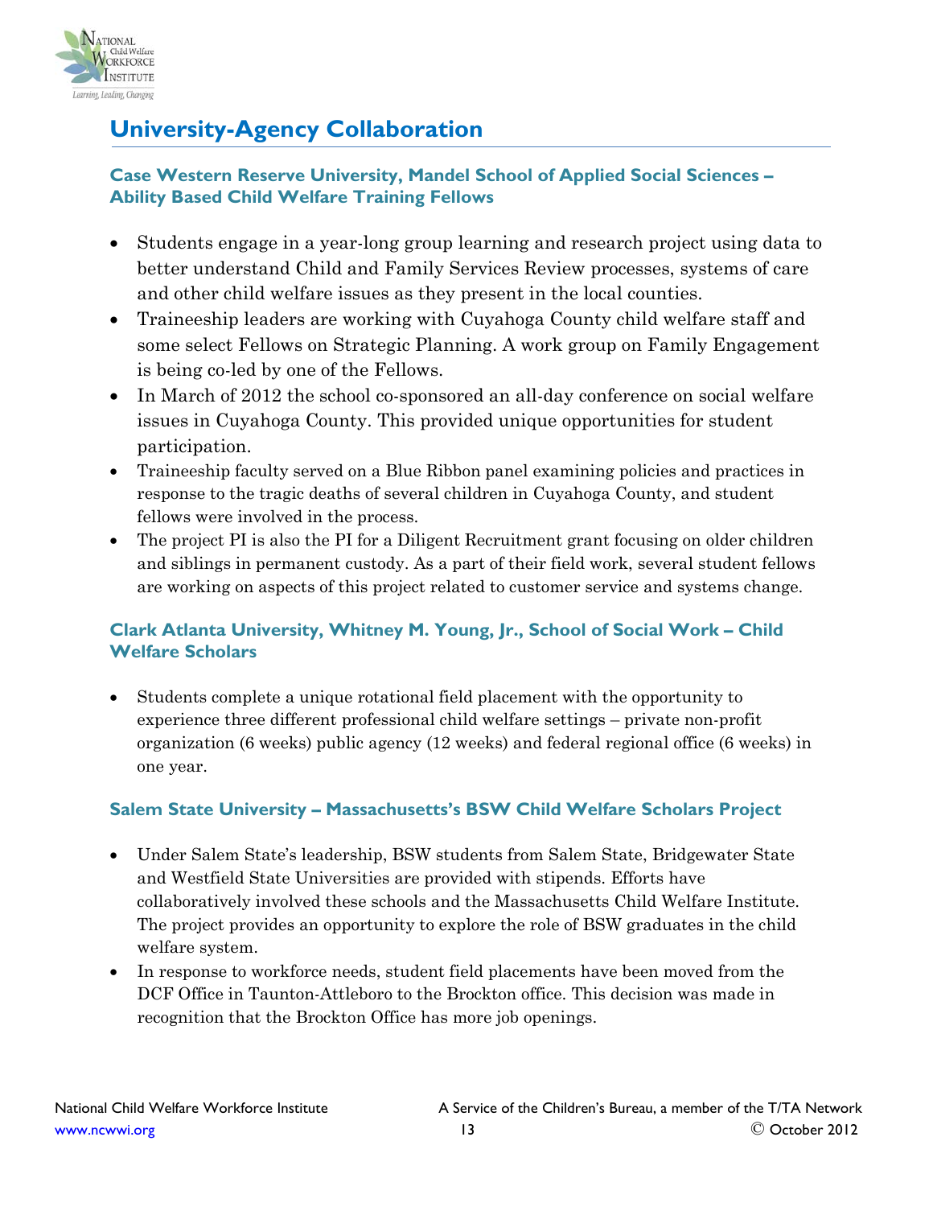## University-Agency Collaboration

### Case Western Reserve University, Mandel School of Applied Social Sciences – Ability Based Child Welfare Training Fellows

- Students engage in a year-long group learning and research project using data to better understand Child and Family Services Review processes, systems of care and other child welfare issues as they present in the local counties.
- Traineeship leaders are working with Cuyahoga County child welfare staff and some select Fellows on Strategic Planning. A work group on Family Engagement is being co-led by one of the Fellows.
- In March of 2012 the school co-sponsored an all-day conference on social welfare issues in Cuyahoga County. This provided unique opportunities for student participation.
- Traineeship faculty served on a Blue Ribbon panel examining policies and practices in response to the tragic deaths of several children in Cuyahoga County, and student fellows were involved in the process.
- The project PI is also the PI for a Diligent Recruitment grant focusing on older children and siblings in permanent custody. As a part of their field work, several student fellows are working on aspects of this project related to customer service and systems change.

### Clark Atlanta University, Whitney M. Young, Jr., School of Social Work – Child Welfare Scholars

- Students complete a unique rotational field placement with the opportunity to experience three different professional child welfare settings – private non-profit organization (6 weeks) public agency (12 weeks) and federal regional office (6 weeks) in one year.

### Salem State University – Massachusetts's BSW Child Welfare Scholars Project

- Under Salem State's leadership, BSW students from Salem State, Bridgewater State and Westfield State Universities are provided with stipends. Efforts have collaboratively involved these schools and the Massachusetts Child Welfare Institute. The project provides an opportunity to explore the role of BSW graduates in the child welfare system.
- In response to workforce needs, student field placements have been moved from the DCF Office in Taunton-Attleboro to the Brockton office. This decision was made in recognition that the Brockton Office has more job openings.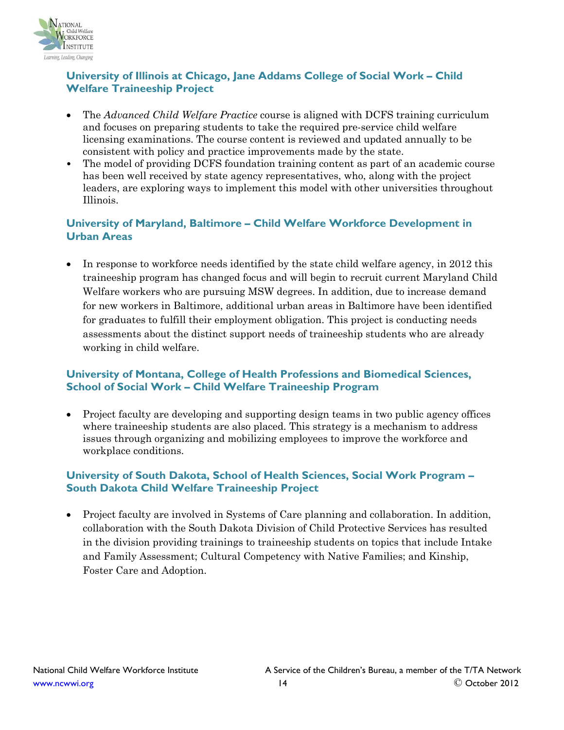### University of Illinois at Chicago, Jane Addams College of Social Work – Child Welfare Traineeship Project

- The *Advanced Child Welfare Practice* course is aligned with DCFS training curriculum and focuses on preparing students to take the required pre-service child welfare licensing examinations. The course content is reviewed and updated annually to be consistent with policy and practice improvements made by the state.
- The model of providing DCFS foundation training content as part of an academic course has been well received by state agency representatives, who, along with the project leaders, are exploring ways to implement this model with other universities throughout Illinois.

### University of Maryland, Baltimore – Child Welfare Workforce Development in Urban Areas

- In response to workforce needs identified by the state child welfare agency, in 2012 this traineeship program has changed focus and will begin to recruit current Maryland Child Welfare workers who are pursuing MSW degrees. In addition, due to increase demand for new workers in Baltimore, additional urban areas in Baltimore have been identified for graduates to fulfill their employment obligation. This project is conducting needs assessments about the distinct support needs of traineeship students who are already working in child welfare.

### University of Montana, College of Health Professions and Biomedical Sciences, School of Social Work – Child Welfare Traineeship Program

- Project faculty are developing and supporting design teams in two public agency offices where traineeship students are also placed. This strategy is a mechanism to address issues through organizing and mobilizing employees to improve the workforce and workplace conditions.

### University of South Dakota, School of Health Sciences, Social Work Program – South Dakota Child Welfare Traineeship Project

- Project faculty are involved in Systems of Care planning and collaboration. In addition, collaboration with the South Dakota Division of Child Protective Services has resulted in the division providing trainings to traineeship students on topics that include Intake and Family Assessment; Cultural Competency with Native Families; and Kinship, Foster Care and Adoption.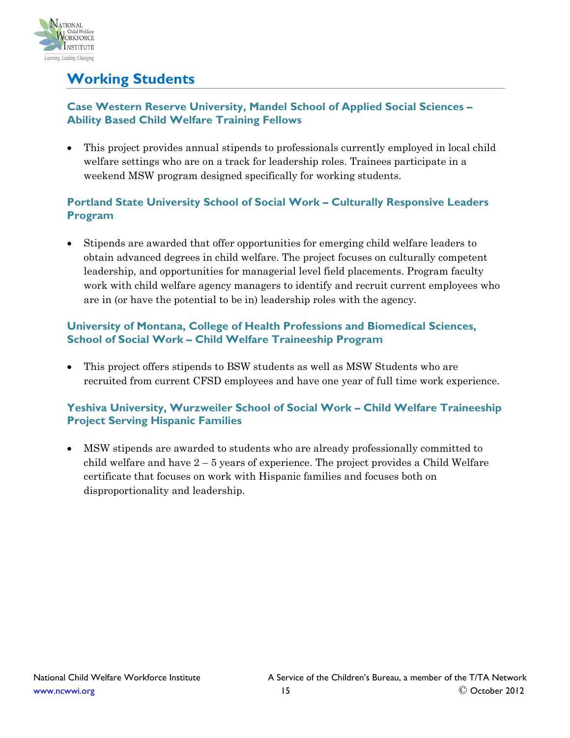## Working Students

### Case Western Reserve University, Mandel School of Applied Social Sciences – Ability Based Child Welfare Training Fellows

- This project provides annual stipends to professionals currently employed in local child welfare settings who are on a track for leadership roles. Trainees participate in a weekend MSW program designed specifically for working students.

### Portland State University School of Social Work – Culturally Responsive Leaders Program

- Stipends are awarded that offer opportunities for emerging child welfare leaders to obtain advanced degrees in child welfare. The project focuses on culturally competent leadership, and opportunities for managerial level field placements. Program faculty work with child welfare agency managers to identify and recruit current employees who are in (or have the potential to be in) leadership roles with the agency.

### University of Montana, College of Health Professions and Biomedical Sciences, School of Social Work – Child Welfare Traineeship Program

- This project offers stipends to BSW students as well as MSW Students who are recruited from current CFSD employees and have one year of full time work experience.

### Yeshiva University, Wurzweiler School of Social Work – Child Welfare Traineeship Project Serving Hispanic Families

- MSW stipends are awarded to students who are already professionally committed to child welfare and have 2 – 5 years of experience. The project provides a Child Welfare certificate that focuses on work with Hispanic families and focuses both on disproportionality and leadership.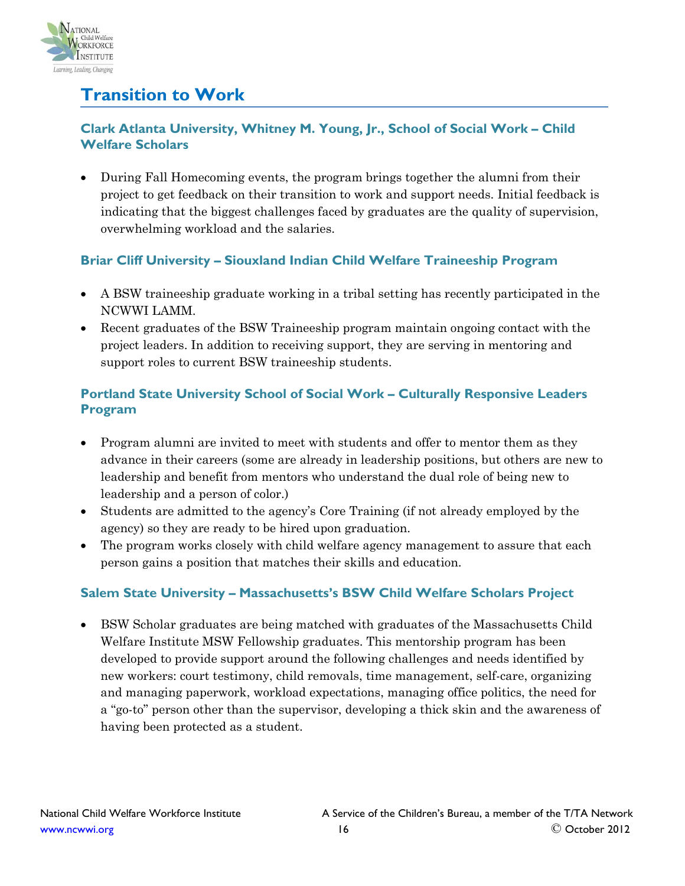## Transition to Work

### Clark Atlanta University, Whitney M. Young, Jr., School of Social Work – Child Welfare Scholars

- During Fall Homecoming events, the program brings together the alumni from their project to get feedback on their transition to work and support needs. Initial feedback is indicating that the biggest challenges faced by graduates are the quality of supervision, overwhelming workload and the salaries.

### Briar Cliff University – Siouxland Indian Child Welfare Traineeship Program

- A BSW traineeship graduate working in a tribal setting has recently participated in the NCWWI LAMM.
- Recent graduates of the BSW Traineeship program maintain ongoing contact with the project leaders. In addition to receiving support, they are serving in mentoring and support roles to current BSW traineeship students.

### Portland State University School of Social Work – Culturally Responsive Leaders Program

- Program alumni are invited to meet with students and offer to mentor them as they advance in their careers (some are already in leadership positions, but others are new to leadership and benefit from mentors who understand the dual role of being new to leadership and a person of color.)
- Students are admitted to the agency's Core Training (if not already employed by the agency) so they are ready to be hired upon graduation.
- The program works closely with child welfare agency management to assure that each person gains a position that matches their skills and education.

### Salem State University – Massachusetts's BSW Child Welfare Scholars Project

- BSW Scholar graduates are being matched with graduates of the Massachusetts Child Welfare Institute MSW Fellowship graduates. This mentorship program has been developed to provide support around the following challenges and needs identified by new workers: court testimony, child removals, time management, self-care, organizing and managing paperwork, workload expectations, managing office politics, the need for a "go-to" person other than the supervisor, developing a thick skin and the awareness of having been protected as a student.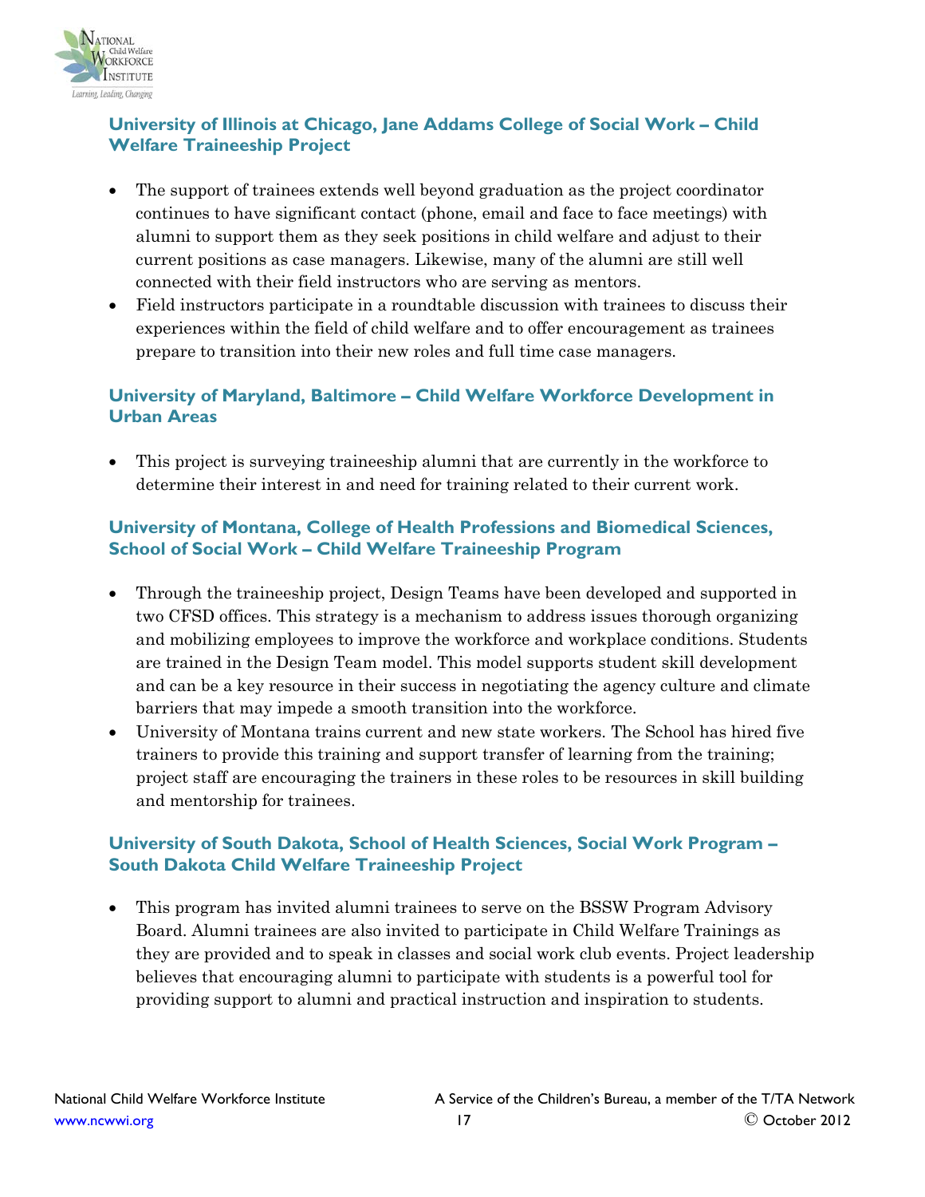### University of Illinois at Chicago, Jane Addams College of Social Work – Child Welfare Traineeship Project

- The support of trainees extends well beyond graduation as the project coordinator continues to have significant contact (phone, email and face to face meetings) with alumni to support them as they seek positions in child welfare and adjust to their current positions as case managers. Likewise, many of the alumni are still well connected with their field instructors who are serving as mentors.
- Field instructors participate in a roundtable discussion with trainees to discuss their experiences within the field of child welfare and to offer encouragement as trainees prepare to transition into their new roles and full time case managers.

### University of Maryland, Baltimore – Child Welfare Workforce Development in Urban Areas

- This project is surveying traineeship alumni that are currently in the workforce to determine their interest in and need for training related to their current work.

### University of Montana, College of Health Professions and Biomedical Sciences, School of Social Work – Child Welfare Traineeship Program

- Through the traineeship project, Design Teams have been developed and supported in two CFSD offices. This strategy is a mechanism to address issues thorough organizing and mobilizing employees to improve the workforce and workplace conditions. Students are trained in the Design Team model. This model supports student skill development and can be a key resource in their success in negotiating the agency culture and climate barriers that may impede a smooth transition into the workforce.
- University of Montana trains current and new state workers. The School has hired five trainers to provide this training and support transfer of learning from the training; project staff are encouraging the trainers in these roles to be resources in skill building and mentorship for trainees.

### University of South Dakota, School of Health Sciences, Social Work Program – South Dakota Child Welfare Traineeship Project

- This program has invited alumni trainees to serve on the BSSW Program Advisory Board. Alumni trainees are also invited to participate in Child Welfare Trainings as they are provided and to speak in classes and social work club events. Project leadership believes that encouraging alumni to participate with students is a powerful tool for providing support to alumni and practical instruction and inspiration to students.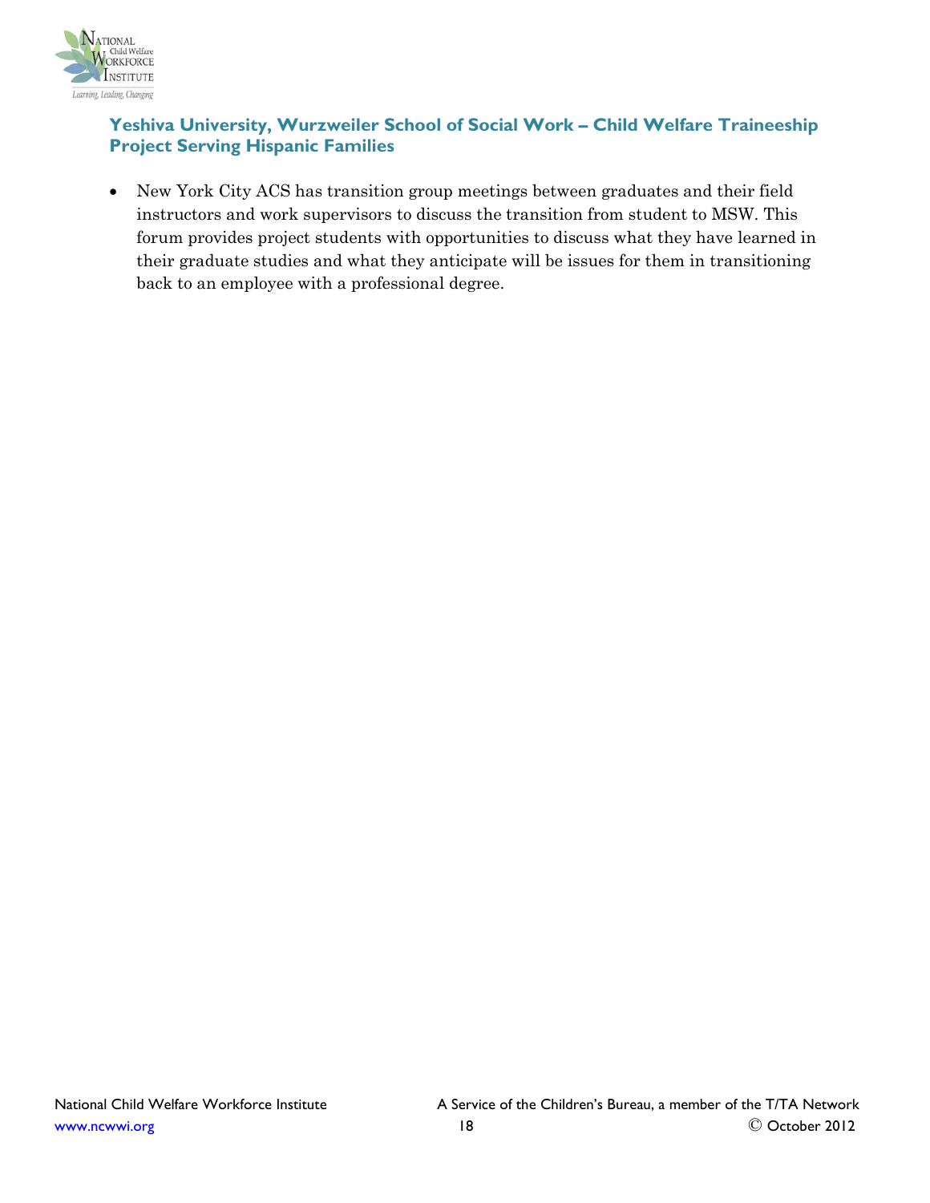### Yeshiva University, Wurzweiler School of Social Work – Child Welfare Traineeship Project Serving Hispanic Families

- New York City ACS has transition group meetings between graduates and their field instructors and work supervisors to discuss the transition from student to MSW. This forum provides project students with opportunities to discuss what they have learned in their graduate studies and what they anticipate will be issues for them in transitioning back to an employee with a professional degree.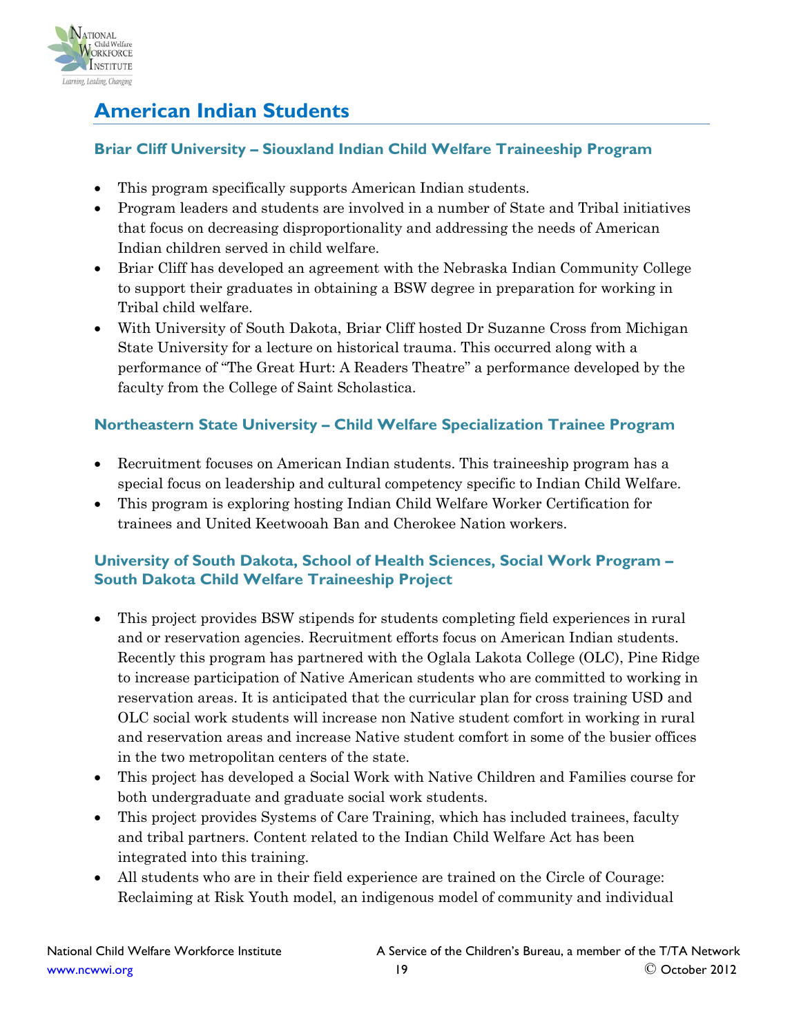## American Indian Students

### Briar Cliff University – Siouxland Indian Child Welfare Traineeship Program

- This program specifically supports American Indian students.
- Program leaders and students are involved in a number of State and Tribal initiatives that focus on decreasing disproportionality and addressing the needs of American Indian children served in child welfare.
- Briar Cliff has developed an agreement with the Nebraska Indian Community College to support their graduates in obtaining a BSW degree in preparation for working in Tribal child welfare.
- With University of South Dakota, Briar Cliff hosted Dr Suzanne Cross from Michigan State University for a lecture on historical trauma. This occurred along with a performance of "The Great Hurt: A Readers Theatre" a performance developed by the faculty from the College of Saint Scholastica.

### Northeastern State University – Child Welfare Specialization Trainee Program

- Recruitment focuses on American Indian students. This traineeship program has a special focus on leadership and cultural competency specific to Indian Child Welfare.
- This program is exploring hosting Indian Child Welfare Worker Certification for trainees and United Keetwooah Ban and Cherokee Nation workers.

### University of South Dakota, School of Health Sciences, Social Work Program – South Dakota Child Welfare Traineeship Project

- This project provides BSW stipends for students completing field experiences in rural and or reservation agencies. Recruitment efforts focus on American Indian students. Recently this program has partnered with the Oglala Lakota College (OLC), Pine Ridge to increase participation of Native American students who are committed to working in reservation areas. It is anticipated that the curricular plan for cross training USD and OLC social work students will increase non Native student comfort in working in rural and reservation areas and increase Native student comfort in some of the busier offices in the two metropolitan centers of the state.
- This project has developed a Social Work with Native Children and Families course for both undergraduate and graduate social work students.
- This project provides Systems of Care Training, which has included trainees, faculty and tribal partners. Content related to the Indian Child Welfare Act has been integrated into this training.
- All students who are in their field experience are trained on the Circle of Courage: Reclaiming at Risk Youth model, an indigenous model of community and individual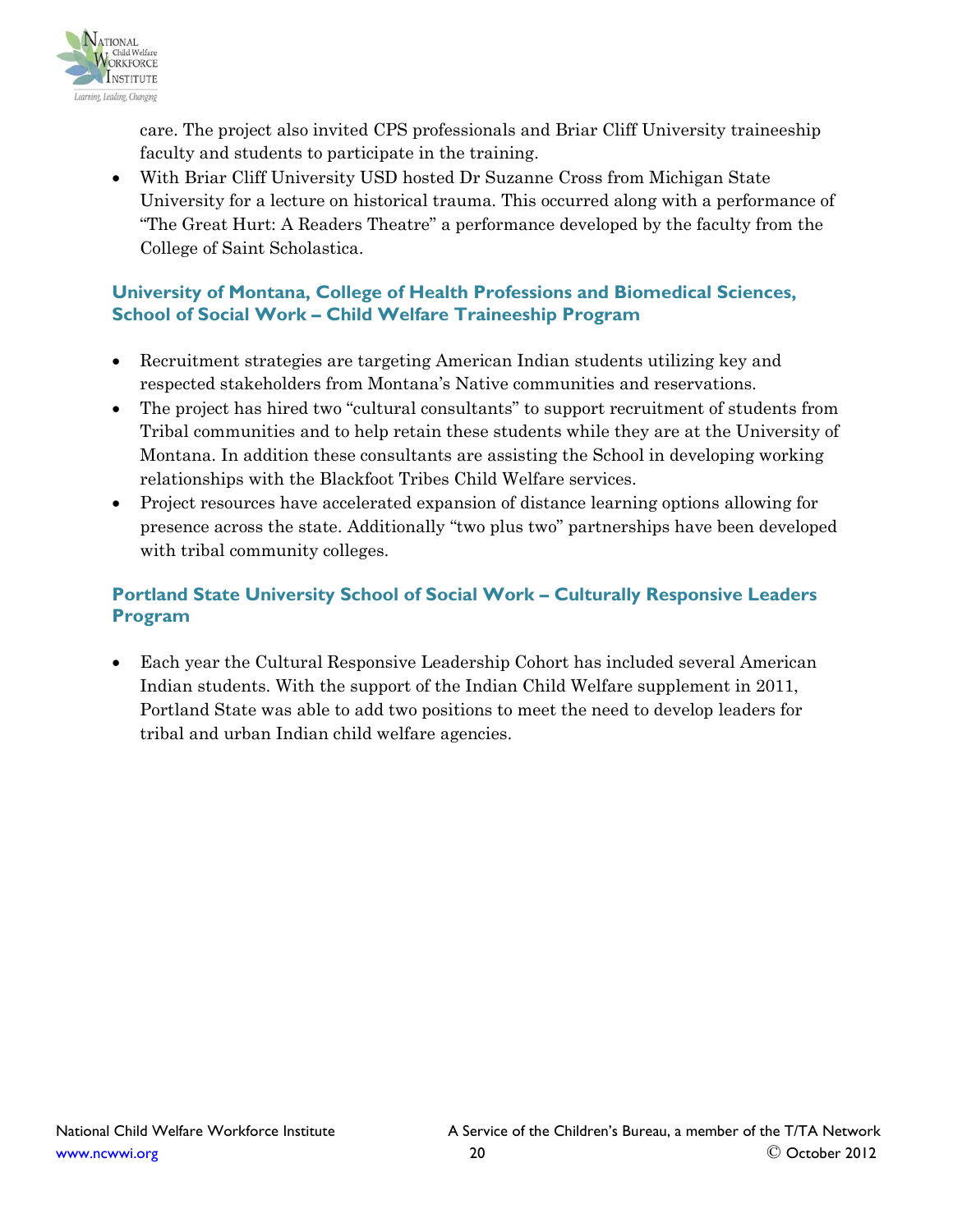care. The project also invited CPS professionals and Briar Cliff University traineeship faculty and students to participate in the training.

- With Briar Cliff University USD hosted Dr Suzanne Cross from Michigan State University for a lecture on historical trauma. This occurred along with a performance of "The Great Hurt: A Readers Theatre" a performance developed by the faculty from the College of Saint Scholastica.

### University of Montana, College of Health Professions and Biomedical Sciences, School of Social Work – Child Welfare Traineeship Program

- Recruitment strategies are targeting American Indian students utilizing key and respected stakeholders from Montana's Native communities and reservations.
- The project has hired two "cultural consultants" to support recruitment of students from Tribal communities and to help retain these students while they are at the University of Montana. In addition these consultants are assisting the School in developing working relationships with the Blackfoot Tribes Child Welfare services.
- Project resources have accelerated expansion of distance learning options allowing for presence across the state. Additionally "two plus two" partnerships have been developed with tribal community colleges.

### Portland State University School of Social Work – Culturally Responsive Leaders Program

- Each year the Cultural Responsive Leadership Cohort has included several American Indian students. With the support of the Indian Child Welfare supplement in 2011, Portland State was able to add two positions to meet the need to develop leaders for tribal and urban Indian child welfare agencies.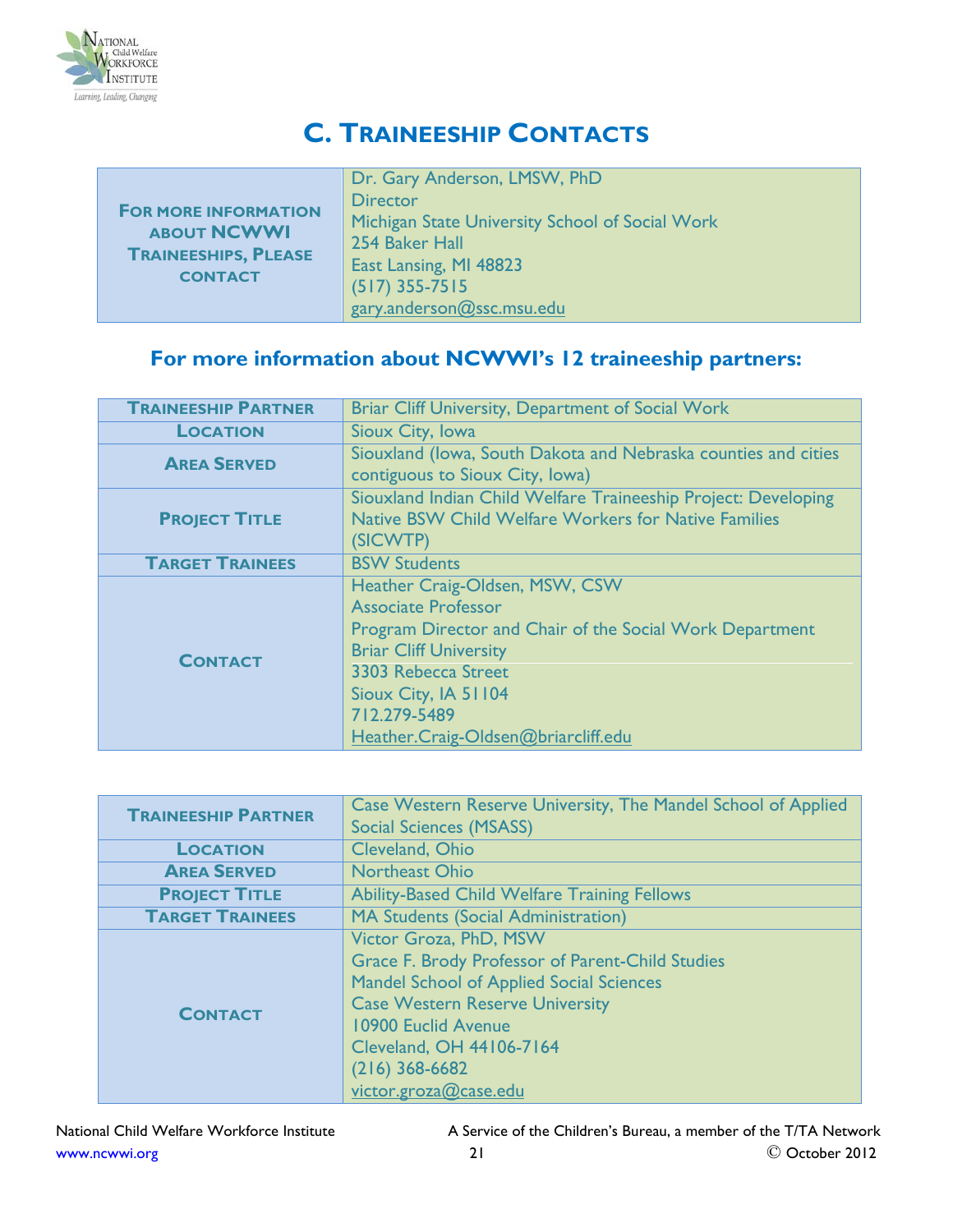# C. Traineeship Contacts

| For more information about NCWWI Traineeships, please contact | Dr. Gary Anderson, LMSW, PhD<br>Director<br>Michigan State University School of Social Work<br>254 Baker Hall<br>East Lansing, MI 48823<br>(517) 355-7515<br>gary.anderson@ssc.msu.edu |
|---|---|

## For more information about NCWWI's 12 traineeship partners:

| Traineeship Partner | Briar Cliff University, Department of Social Work |
|---|---|
| Location | Sioux City, Iowa |
| Area Served | Siouxland (Iowa, South Dakota and Nebraska counties and cities contiguous to Sioux City, Iowa) |
| Project Title | Siouxland Indian Child Welfare Traineeship Project: Developing Native BSW Child Welfare Workers for Native Families (SICWTP) |
| Target Trainees | BSW Students |
| Contact | Heather Craig-Oldsen, MSW, CSW<br>Associate Professor<br>Program Director and Chair of the Social Work Department<br>Briar Cliff University<br>3303 Rebecca Street<br>Sioux City, IA 51104<br>712.279-5489<br>Heather.Craig-Oldsen@briarcliff.edu |

| Traineeship Partner | Case Western Reserve University, The Mandel School of Applied Social Sciences (MSASS) |
|---|---|
| Location | Cleveland, Ohio |
| Area Served | Northeast Ohio |
| Project Title | Ability-Based Child Welfare Training Fellows |
| Target Trainees | MA Students (Social Administration) |
| Contact | Victor Groza, PhD, MSW<br>Grace F. Brody Professor of Parent-Child Studies<br>Mandel School of Applied Social Sciences<br>Case Western Reserve University<br>10900 Euclid Avenue<br>Cleveland, OH 44106-7164<br>(216) 368-6682<br>victor.groza@case.edu |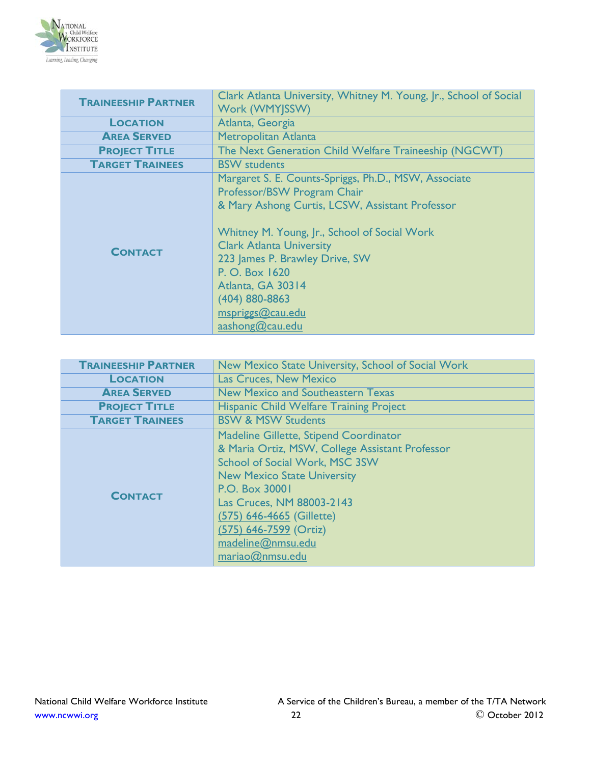| **Traineeship Partner** | Clark Atlanta University, Whitney M. Young, Jr., School of Social Work (WMYJSSW) |
|---|---|
| **Location** | Atlanta, Georgia |
| **Area Served** | Metropolitan Atlanta |
| **Project Title** | The Next Generation Child Welfare Traineeship (NGCWT) |
| **Target Trainees** | BSW students |
| **Contact** | Margaret S. E. Counts-Spriggs, Ph.D., MSW, Associate Professor/BSW Program Chair<br>& Mary Ashong Curtis, LCSW, Assistant Professor<br><br>Whitney M. Young, Jr., School of Social Work<br>Clark Atlanta University<br>223 James P. Brawley Drive, SW<br>P. O. Box 1620<br>Atlanta, GA 30314<br>(404) 880-8863<br>mspriggs@cau.edu<br>aashong@cau.edu |

| **Traineeship Partner** | New Mexico State University, School of Social Work |
|---|---|
| **Location** | Las Cruces, New Mexico |
| **Area Served** | New Mexico and Southeastern Texas |
| **Project Title** | Hispanic Child Welfare Training Project |
| **Target Trainees** | BSW & MSW Students |
| **Contact** | Madeline Gillette, Stipend Coordinator<br>& Maria Ortiz, MSW, College Assistant Professor<br>School of Social Work, MSC 3SW<br>New Mexico State University<br>P.O. Box 30001<br>Las Cruces, NM 88003-2143<br>(575) 646-4665 (Gillette)<br>(575) 646-7599 (Ortiz)<br>madeline@nmsu.edu<br>mariao@nmsu.edu |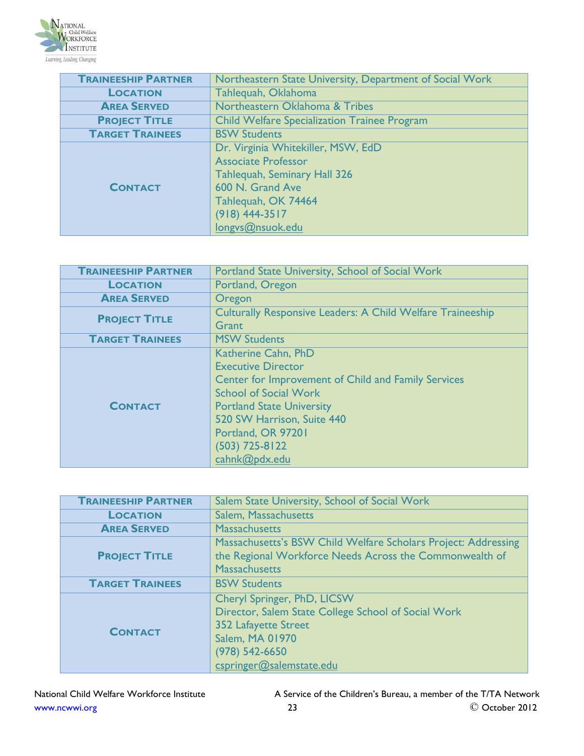| Traineeship Partner | Northeastern State University, Department of Social Work |
|---|---|
| Location | Tahlequah, Oklahoma |
| Area Served | Northeastern Oklahoma & Tribes |
| Project Title | Child Welfare Specialization Trainee Program |
| Target Trainees | BSW Students |
| Contact | Dr. Virginia Whitekiller, MSW, EdD<br>Associate Professor<br>Tahlequah, Seminary Hall 326<br>600 N. Grand Ave<br>Tahlequah, OK 74464<br>(918) 444-3517<br>longvs@nsuok.edu |

| Traineeship Partner | Portland State University, School of Social Work |
|---|---|
| Location | Portland, Oregon |
| Area Served | Oregon |
| Project Title | Culturally Responsive Leaders: A Child Welfare Traineeship Grant |
| Target Trainees | MSW Students |
| Contact | Katherine Cahn, PhD<br>Executive Director<br>Center for Improvement of Child and Family Services<br>School of Social Work<br>Portland State University<br>520 SW Harrison, Suite 440<br>Portland, OR 97201<br>(503) 725-8122<br>cahnk@pdx.edu |

| Traineeship Partner | Salem State University, School of Social Work |
|---|---|
| Location | Salem, Massachusetts |
| Area Served | Massachusetts |
| Project Title | Massachusetts's BSW Child Welfare Scholars Project: Addressing the Regional Workforce Needs Across the Commonwealth of Massachusetts |
| Target Trainees | BSW Students |
| Contact | Cheryl Springer, PhD, LICSW<br>Director, Salem State College School of Social Work<br>352 Lafayette Street<br>Salem, MA 01970<br>(978) 542-6650<br>cspringer@salemstate.edu |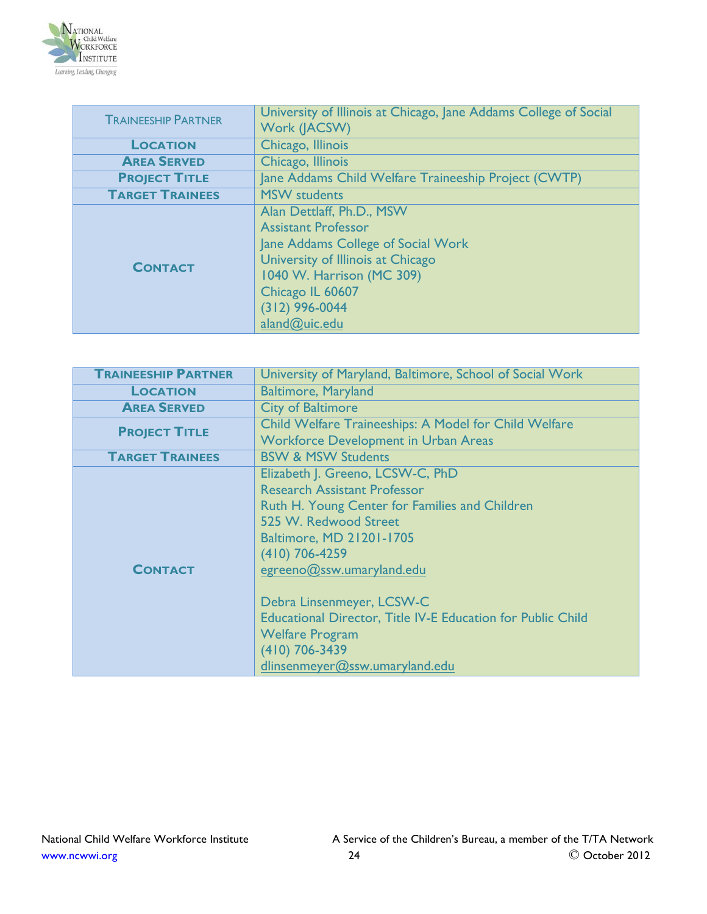| TRAINEESHIP PARTNER | University of Illinois at Chicago, Jane Addams College of Social Work (JACSW) |
|---|---|
| **LOCATION** | Chicago, Illinois |
| **AREA SERVED** | Chicago, Illinois |
| **PROJECT TITLE** | Jane Addams Child Welfare Traineeship Project (CWTP) |
| **TARGET TRAINEES** | MSW students |
| **CONTACT** | Alan Dettlaff, Ph.D., MSW<br>Assistant Professor<br>Jane Addams College of Social Work<br>University of Illinois at Chicago<br>1040 W. Harrison (MC 309)<br>Chicago IL 60607<br>(312) 996-0044<br>aland@uic.edu |

| **TRAINEESHIP PARTNER** | University of Maryland, Baltimore, School of Social Work |
|---|---|
| **LOCATION** | Baltimore, Maryland |
| **AREA SERVED** | City of Baltimore |
| **PROJECT TITLE** | Child Welfare Traineeships: A Model for Child Welfare Workforce Development in Urban Areas |
| **TARGET TRAINEES** | BSW & MSW Students |
| **CONTACT** | Elizabeth J. Greeno, LCSW-C, PhD<br>Research Assistant Professor<br>Ruth H. Young Center for Families and Children<br>525 W. Redwood Street<br>Baltimore, MD 21201-1705<br>(410) 706-4259<br>egreeno@ssw.umaryland.edu<br><br>Debra Linsenmeyer, LCSW-C<br>Educational Director, Title IV-E Education for Public Child Welfare Program<br>(410) 706-3439<br>dlinsenmeyer@ssw.umaryland.edu |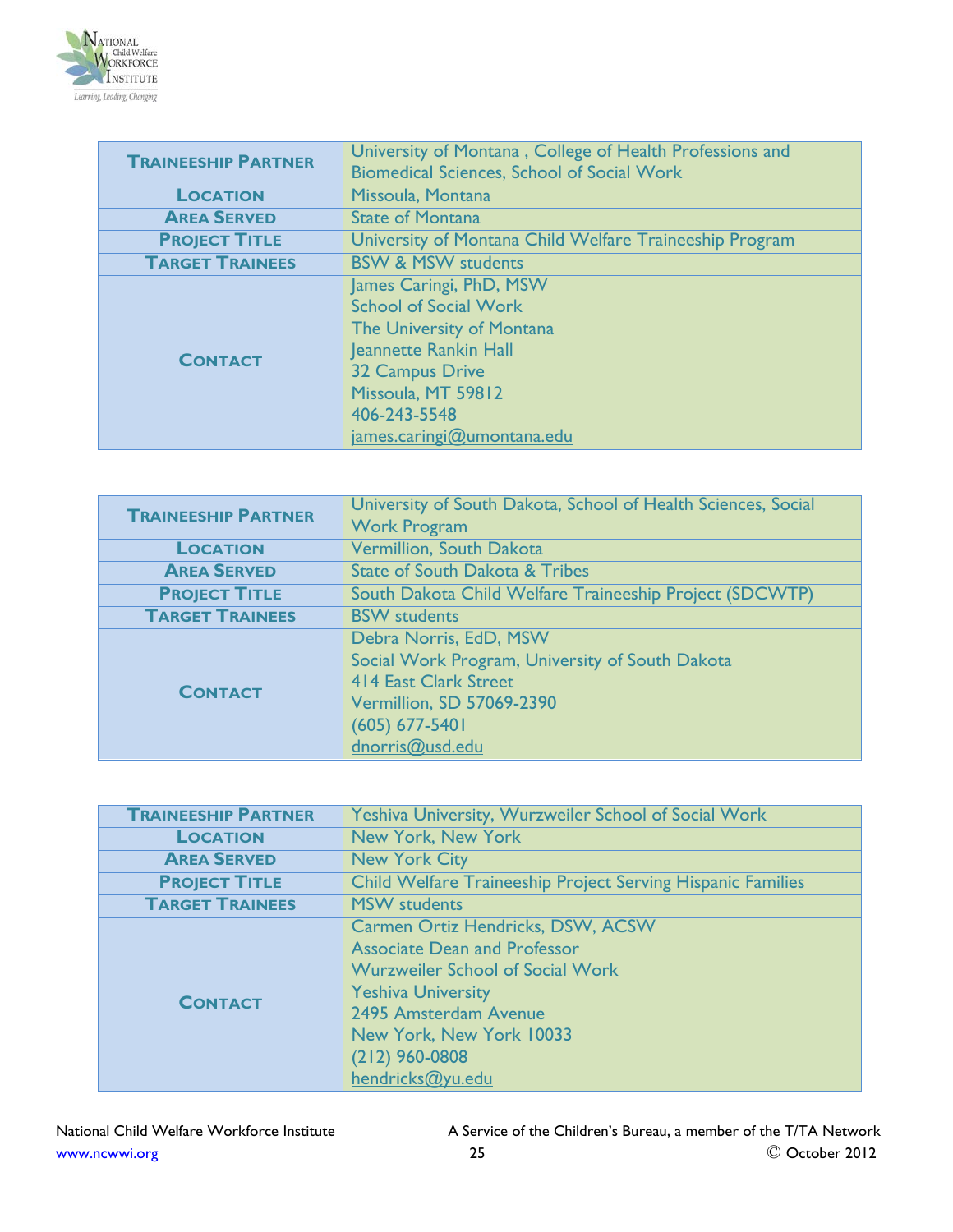| | |
|---|---|
| **Traineeship Partner** | University of Montana , College of Health Professions and Biomedical Sciences, School of Social Work |
| **Location** | Missoula, Montana |
| **Area Served** | State of Montana |
| **Project Title** | University of Montana Child Welfare Traineeship Program |
| **Target Trainees** | BSW & MSW students |
| **Contact** | James Caringi, PhD, MSW<br>School of Social Work<br>The University of Montana<br>Jeannette Rankin Hall<br>32 Campus Drive<br>Missoula, MT 59812<br>406-243-5548<br>james.caringi@umontana.edu |

| | |
|---|---|
| **Traineeship Partner** | University of South Dakota, School of Health Sciences, Social Work Program |
| **Location** | Vermillion, South Dakota |
| **Area Served** | State of South Dakota & Tribes |
| **Project Title** | South Dakota Child Welfare Traineeship Project (SDCWTP) |
| **Target Trainees** | BSW students |
| **Contact** | Debra Norris, EdD, MSW<br>Social Work Program, University of South Dakota<br>414 East Clark Street<br>Vermillion, SD 57069-2390<br>(605) 677-5401<br>dnorris@usd.edu |

| | |
|---|---|
| **Traineeship Partner** | Yeshiva University, Wurzweiler School of Social Work |
| **Location** | New York, New York |
| **Area Served** | New York City |
| **Project Title** | Child Welfare Traineeship Project Serving Hispanic Families |
| **Target Trainees** | MSW students |
| **Contact** | Carmen Ortiz Hendricks, DSW, ACSW<br>Associate Dean and Professor<br>Wurzweiler School of Social Work<br>Yeshiva University<br>2495 Amsterdam Avenue<br>New York, New York 10033<br>(212) 960-0808<br>hendricks@yu.edu |